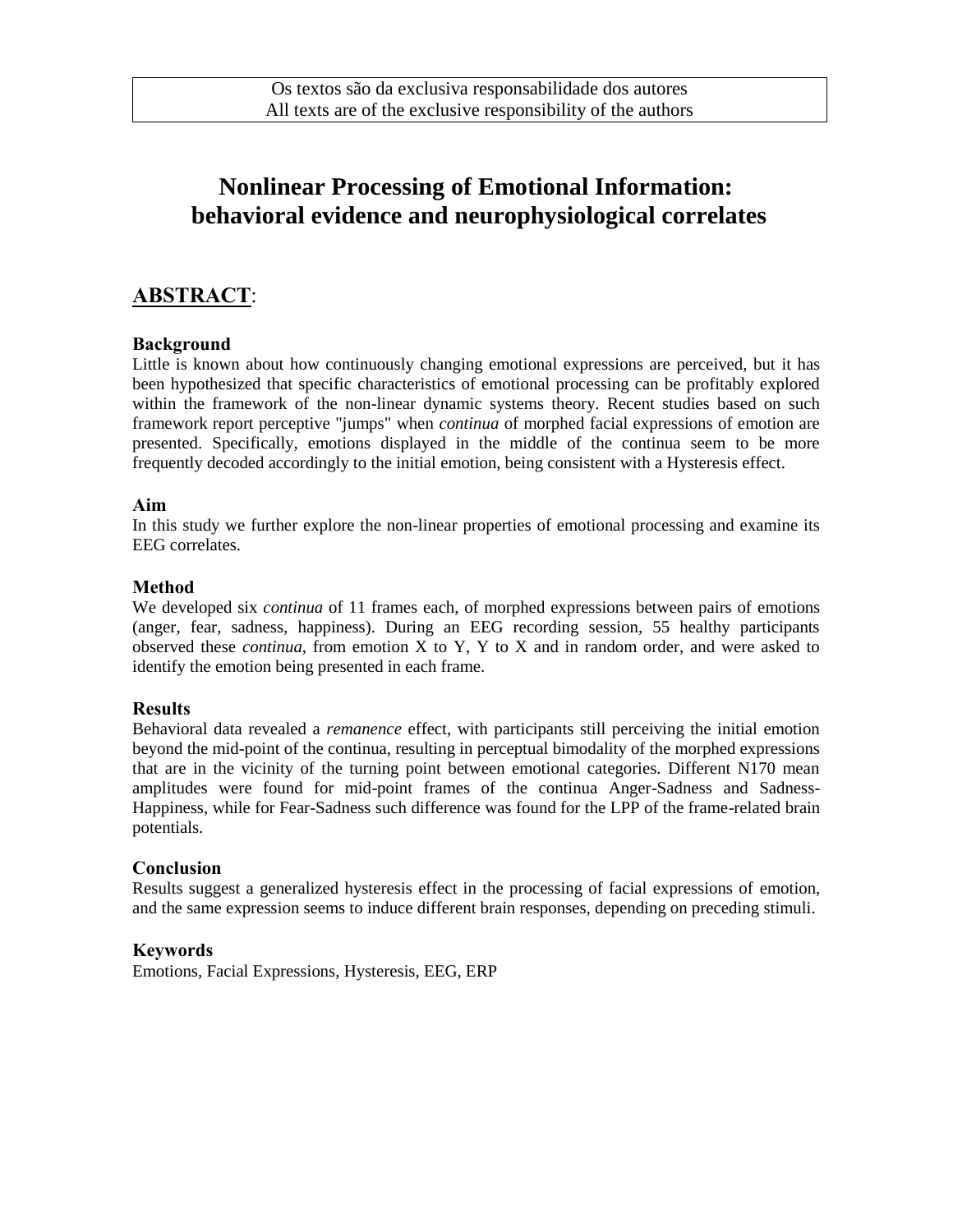Os textos são da exclusiva responsabilidade dos autores
All texts are of the exclusive responsibility of the authors

# Nonlinear Processing of Emotional Information: behavioral evidence and neurophysiological correlates

## ABSTRACT:

### Background

Little is known about how continuously changing emotional expressions are perceived, but it has been hypothesized that specific characteristics of emotional processing can be profitably explored within the framework of the non-linear dynamic systems theory. Recent studies based on such framework report perceptive "jumps" when *continua* of morphed facial expressions of emotion are presented. Specifically, emotions displayed in the middle of the continua seem to be more frequently decoded accordingly to the initial emotion, being consistent with a Hysteresis effect.

### Aim

In this study we further explore the non-linear properties of emotional processing and examine its EEG correlates.

### Method

We developed six *continua* of 11 frames each, of morphed expressions between pairs of emotions (anger, fear, sadness, happiness). During an EEG recording session, 55 healthy participants observed these *continua*, from emotion X to Y, Y to X and in random order, and were asked to identify the emotion being presented in each frame.

### Results

Behavioral data revealed a *remanence* effect, with participants still perceiving the initial emotion beyond the mid-point of the continua, resulting in perceptual bimodality of the morphed expressions that are in the vicinity of the turning point between emotional categories. Different N170 mean amplitudes were found for mid-point frames of the continua Anger-Sadness and Sadness-Happiness, while for Fear-Sadness such difference was found for the LPP of the frame-related brain potentials.

### Conclusion

Results suggest a generalized hysteresis effect in the processing of facial expressions of emotion, and the same expression seems to induce different brain responses, depending on preceding stimuli.

### Keywords

Emotions, Facial Expressions, Hysteresis, EEG, ERP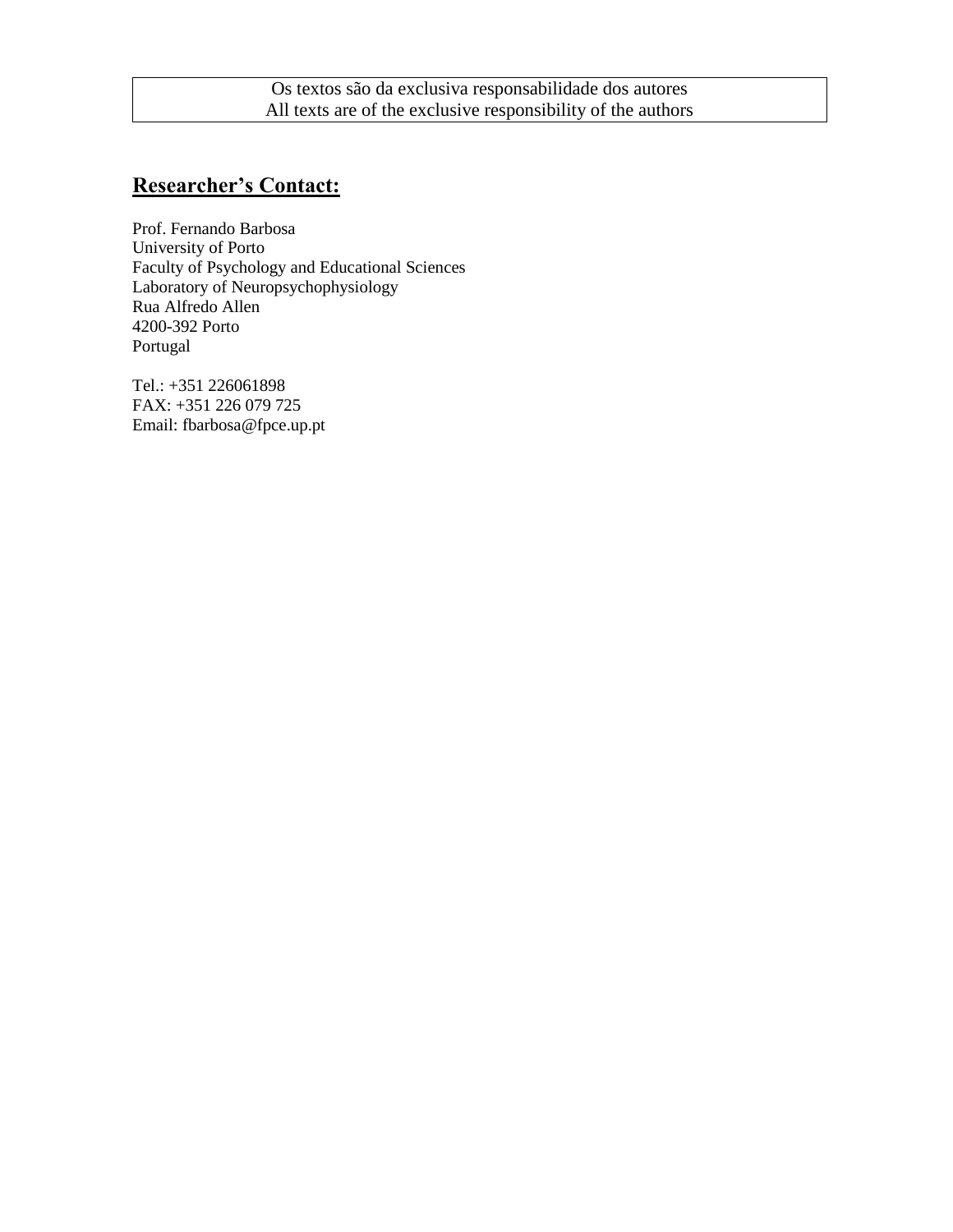Os textos são da exclusiva responsabilidade dos autores
All texts are of the exclusive responsibility of the authors

## **Researcher's Contact:**

Prof. Fernando Barbosa
University of Porto
Faculty of Psychology and Educational Sciences
Laboratory of Neuropsychophysiology
Rua Alfredo Allen
4200-392 Porto
Portugal

Tel.: +351 226061898
FAX: +351 226 079 725
Email: fbarbosa@fpce.up.pt